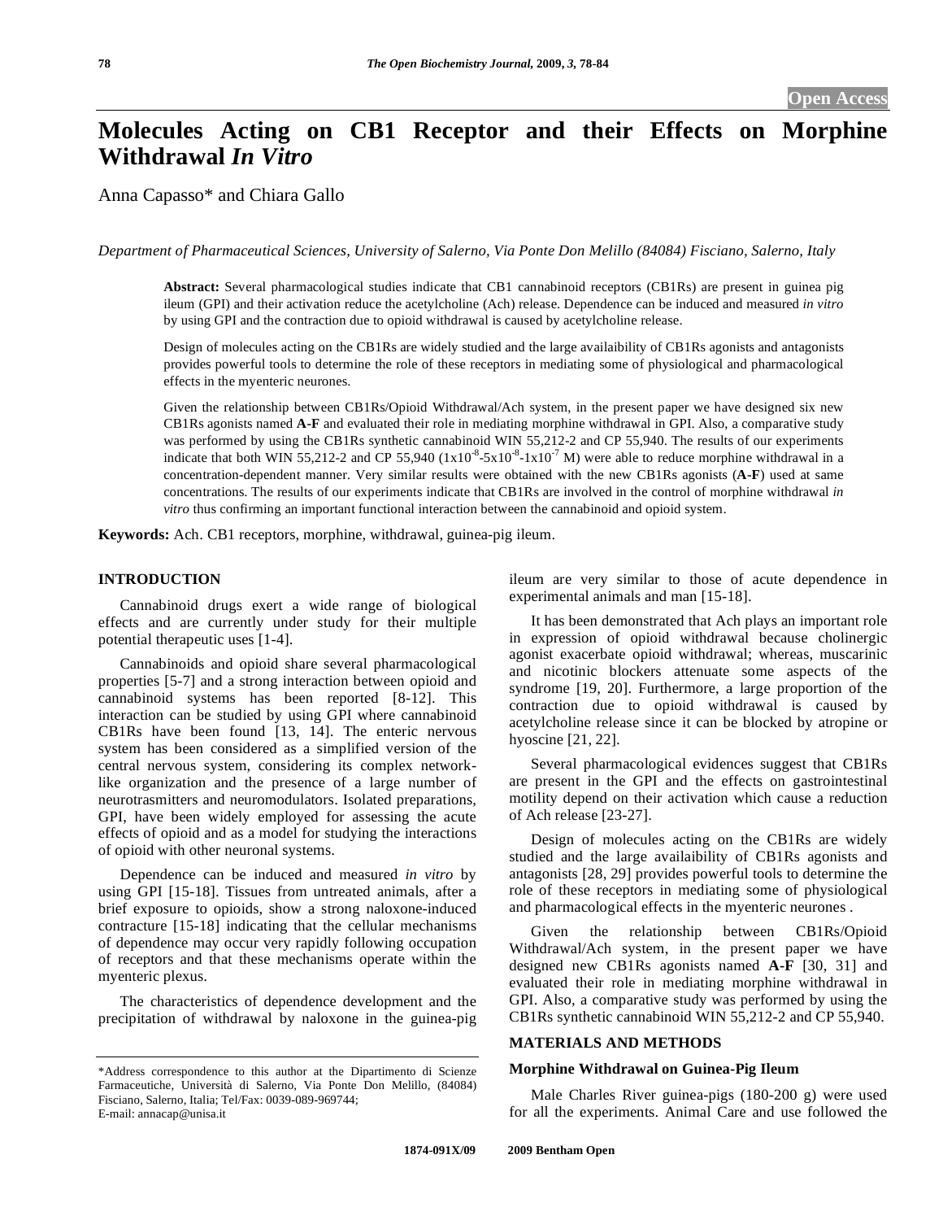Open Access

# Molecules Acting on CB1 Receptor and their Effects on Morphine Withdrawal *In Vitro*

Anna Capasso* and Chiara Gallo

*Department of Pharmaceutical Sciences, University of Salerno, Via Ponte Don Melillo (84084) Fisciano, Salerno, Italy*

**Abstract:** Several pharmacological studies indicate that CB1 cannabinoid receptors (CB1Rs) are present in guinea pig ileum (GPI) and their activation reduce the acetylcholine (Ach) release. Dependence can be induced and measured *in vitro* by using GPI and the contraction due to opioid withdrawal is caused by acetylcholine release.

Design of molecules acting on the CB1Rs are widely studied and the large availaibility of CB1Rs agonists and antagonists provides powerful tools to determine the role of these receptors in mediating some of physiological and pharmacological effects in the myenteric neurones.

Given the relationship between CB1Rs/Opioid Withdrawal/Ach system, in the present paper we have designed six new CB1Rs agonists named **A**-**F** and evaluated their role in mediating morphine withdrawal in GPI. Also, a comparative study was performed by using the CB1Rs synthetic cannabinoid WIN 55,212-2 and CP 55,940. The results of our experiments indicate that both WIN 55,212-2 and CP 55,940 ($1x10^{-8}$-$5x10^{-8}$-$1x10^{-7}$ M) were able to reduce morphine withdrawal in a concentration-dependent manner. Very similar results were obtained with the new CB1Rs agonists (**A**-**F**) used at same concentrations. The results of our experiments indicate that CB1Rs are involved in the control of morphine withdrawal *in vitro* thus confirming an important functional interaction between the cannabinoid and opioid system.

**Keywords:** Ach. CB1 receptors, morphine, withdrawal, guinea-pig ileum.

## INTRODUCTION

Cannabinoid drugs exert a wide range of biological effects and are currently under study for their multiple potential therapeutic uses [1-4].

Cannabinoids and opioid share several pharmacological properties [5-7] and a strong interaction between opioid and cannabinoid systems has been reported [8-12]. This interaction can be studied by using GPI where cannabinoid CB1Rs have been found [13, 14]. The enteric nervous system has been considered as a simplified version of the central nervous system, considering its complex network-like organization and the presence of a large number of neurotrasmitters and neuromodulators. Isolated preparations, GPI, have been widely employed for assessing the acute effects of opioid and as a model for studying the interactions of opioid with other neuronal systems.

Dependence can be induced and measured *in vitro* by using GPI [15-18]. Tissues from untreated animals, after a brief exposure to opioids, show a strong naloxone-induced contracture [15-18] indicating that the cellular mechanisms of dependence may occur very rapidly following occupation of receptors and that these mechanisms operate within the myenteric plexus.

The characteristics of dependence development and the precipitation of withdrawal by naloxone in the guinea-pig ileum are very similar to those of acute dependence in experimental animals and man [15-18].

It has been demonstrated that Ach plays an important role in expression of opioid withdrawal because cholinergic agonist exacerbate opioid withdrawal; whereas, muscarinic and nicotinic blockers attenuate some aspects of the syndrome [19, 20]. Furthermore, a large proportion of the contraction due to opioid withdrawal is caused by acetylcholine release since it can be blocked by atropine or hyoscine [21, 22].

Several pharmacological evidences suggest that CB1Rs are present in the GPI and the effects on gastrointestinal motility depend on their activation which cause a reduction of Ach release [23-27].

Design of molecules acting on the CB1Rs are widely studied and the large availaibility of CB1Rs agonists and antagonists [28, 29] provides powerful tools to determine the role of these receptors in mediating some of physiological and pharmacological effects in the myenteric neurones .

Given the relationship between CB1Rs/Opioid Withdrawal/Ach system, in the present paper we have designed new CB1Rs agonists named **A**-**F** [30, 31] and evaluated their role in mediating morphine withdrawal in GPI. Also, a comparative study was performed by using the CB1Rs synthetic cannabinoid WIN 55,212-2 and CP 55,940.

## MATERIALS AND METHODS

### Morphine Withdrawal on Guinea-Pig Ileum

Male Charles River guinea-pigs (180-200 g) were used for all the experiments. Animal Care and use followed the

*Address correspondence to this author at the Dipartimento di Scienze Farmaceutiche, Università di Salerno, Via Ponte Don Melillo, (84084) Fisciano, Salerno, Italia; Tel/Fax: 0039-089-969744; E-mail: annacap@unisa.it

1874-091X/09 2009 Bentham Open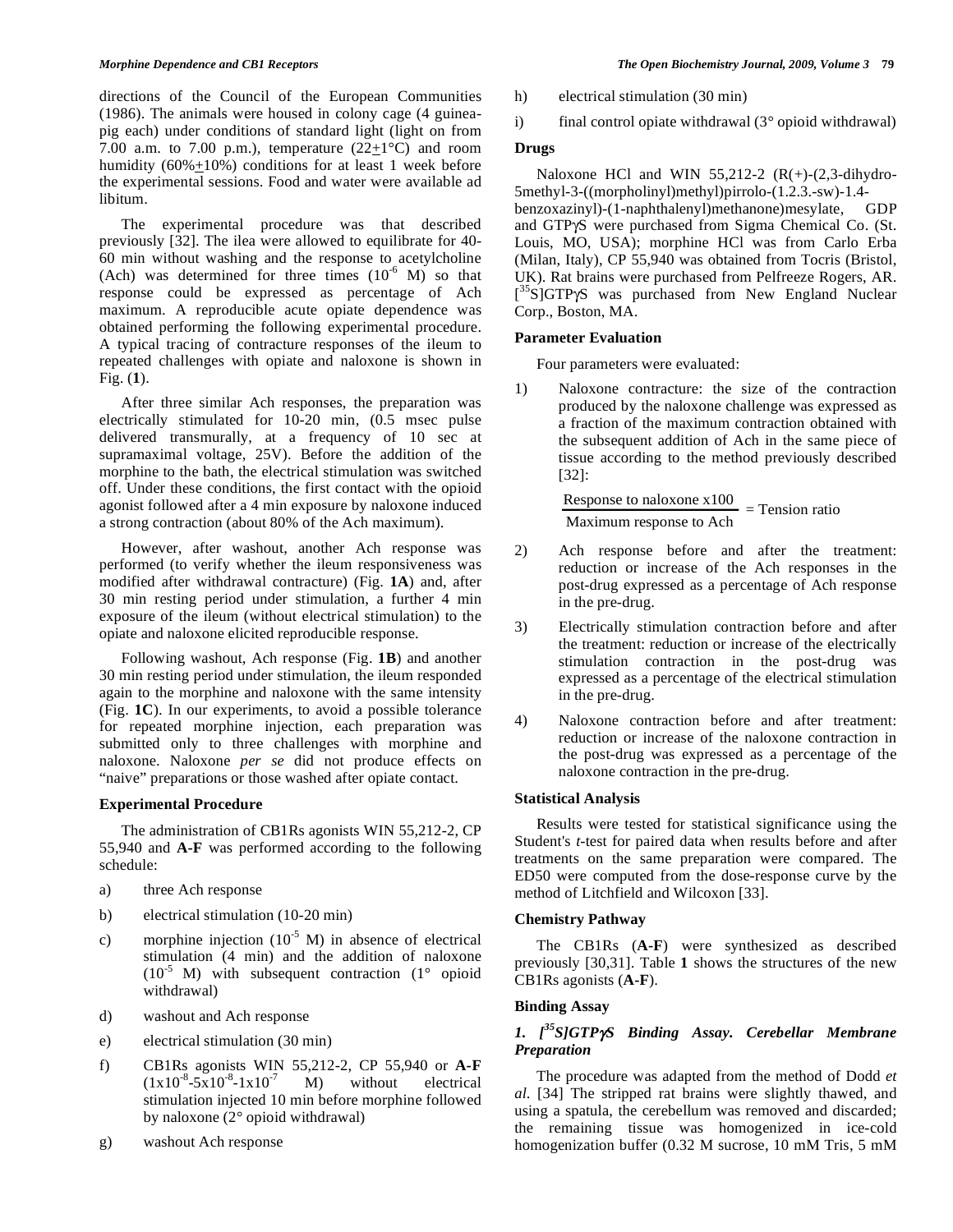directions of the Council of the European Communities (1986). The animals were housed in colony cage (4 guinea-pig each) under conditions of standard light (light on from 7.00 a.m. to 7.00 p.m.), temperature (22$\pm$1°C) and room humidity (60%$\pm$10%) conditions for at least 1 week before the experimental sessions. Food and water were available ad libitum.

The experimental procedure was that described previously [32]. The ilea were allowed to equilibrate for 40-60 min without washing and the response to acetylcholine (Ach) was determined for three times ($10^{-6}$ M) so that response could be expressed as percentage of Ach maximum. A reproducible acute opiate dependence was obtained performing the following experimental procedure. A typical tracing of contracture responses of the ileum to repeated challenges with opiate and naloxone is shown in Fig. (**1**).

After three similar Ach responses, the preparation was electrically stimulated for 10-20 min, (0.5 msec pulse delivered transmurally, at a frequency of 10 sec at supramaximal voltage, 25V). Before the addition of the morphine to the bath, the electrical stimulation was switched off. Under these conditions, the first contact with the opioid agonist followed after a 4 min exposure by naloxone induced a strong contraction (about 80% of the Ach maximum).

However, after washout, another Ach response was performed (to verify whether the ileum responsiveness was modified after withdrawal contracture) (Fig. **1A**) and, after 30 min resting period under stimulation, a further 4 min exposure of the ileum (without electrical stimulation) to the opiate and naloxone elicited reproducible response.

Following washout, Ach response (Fig. **1B**) and another 30 min resting period under stimulation, the ileum responded again to the morphine and naloxone with the same intensity (Fig. **1C**). In our experiments, to avoid a possible tolerance for repeated morphine injection, each preparation was submitted only to three challenges with morphine and naloxone. Naloxone *per se* did not produce effects on "naive" preparations or those washed after opiate contact.

### Experimental Procedure

The administration of CB1Rs agonists WIN 55,212-2, CP 55,940 and **A**-**F** was performed according to the following schedule:

a) three Ach response

b) electrical stimulation (10-20 min)

c) morphine injection ($10^{-5}$ M) in absence of electrical stimulation (4 min) and the addition of naloxone ($10^{-5}$ M) with subsequent contraction (1° opioid withdrawal)

d) washout and Ach response

e) electrical stimulation (30 min)

f) CB1Rs agonists WIN 55,212-2, CP 55,940 or **A**-**F** ($1\times10^{-8}$-$5\times10^{-8}$-$1\times10^{-7}$ M) without electrical stimulation injected 10 min before morphine followed by naloxone (2° opioid withdrawal)

g) washout Ach response

h) electrical stimulation (30 min)

i) final control opiate withdrawal (3° opioid withdrawal)

### Drugs

Naloxone HCl and WIN 55,212-2 (R(+)-(2,3-dihydro-5methyl-3-((morpholinyl)methyl)pirrolo-(1.2.3.-sw)-1.4-benzoxazinyl)-(1-naphthalenyl)methanone)mesylate, GDP and GTPγS were purchased from Sigma Chemical Co. (St. Louis, MO, USA); morphine HCl was from Carlo Erba (Milan, Italy), CP 55,940 was obtained from Tocris (Bristol, UK). Rat brains were purchased from Pelfreeze Rogers, AR. [$^{35}$S]GTPγS was purchased from New England Nuclear Corp., Boston, MA.

### Parameter Evaluation

Four parameters were evaluated:

1) Naloxone contracture: the size of the contraction produced by the naloxone challenge was expressed as a fraction of the maximum contraction obtained with the subsequent addition of Ach in the same piece of tissue according to the method previously described [32]:

$$\frac{\text{Response to naloxone x100}}{\text{Maximum response to Ach}} = \text{Tension ratio}$$

2) Ach response before and after the treatment: reduction or increase of the Ach responses in the post-drug expressed as a percentage of Ach response in the pre-drug.

3) Electrically stimulation contraction before and after the treatment: reduction or increase of the electrically stimulation contraction in the post-drug was expressed as a percentage of the electrical stimulation in the pre-drug.

4) Naloxone contraction before and after treatment: reduction or increase of the naloxone contraction in the post-drug was expressed as a percentage of the naloxone contraction in the pre-drug.

### Statistical Analysis

Results were tested for statistical significance using the Student's *t*-test for paired data when results before and after treatments on the same preparation were compared. The ED50 were computed from the dose-response curve by the method of Litchfield and Wilcoxon [33].

### Chemistry Pathway

The CB1Rs (**A**-**F**) were synthesized as described previously [30,31]. Table **1** shows the structures of the new CB1Rs agonists (**A**-**F**).

### Binding Assay

#### *1. [$^{35}$S]GTPγS Binding Assay. Cerebellar Membrane Preparation*

The procedure was adapted from the method of Dodd *et al.* [34] The stripped rat brains were slightly thawed, and using a spatula, the cerebellum was removed and discarded; the remaining tissue was homogenized in ice-cold homogenization buffer (0.32 M sucrose, 10 mM Tris, 5 mM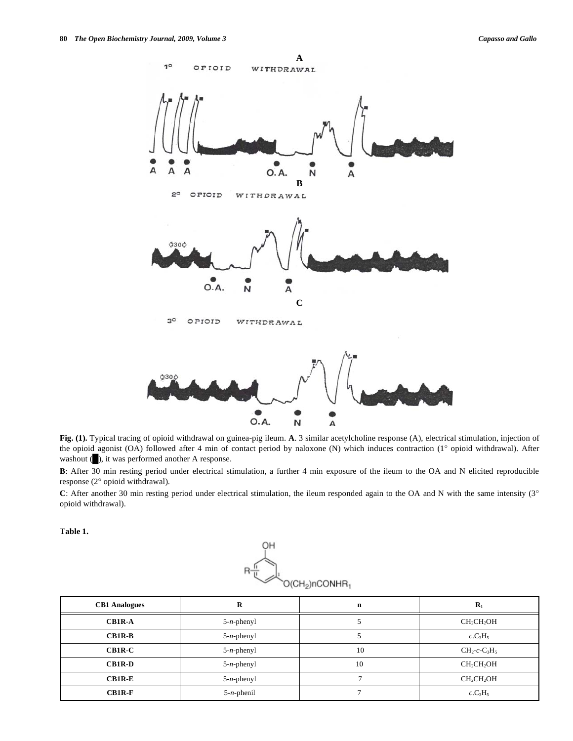**Fig. (1).** Typical tracing of opioid withdrawal on guinea-pig ileum. **A**. 3 similar acetylcholine response (A), electrical stimulation, injection of the opioid agonist (OA) followed after 4 min of contact period by naloxone (N) which induces contraction (1° opioid withdrawal). After washout (■), it was performed another A response.

**B**: After 30 min resting period under electrical stimulation, a further 4 min exposure of the ileum to the OA and N elicited reproducible response (2° opioid withdrawal).

**C**: After another 30 min resting period under electrical stimulation, the ileum responded again to the OA and N with the same intensity (3° opioid withdrawal).

**Table 1.**

| CB1 Analogues | R | n | $R_1$ |
|---|---|---|---|
| **CB1R-A** | 5-*n*-phenyl | 5 | $CH_2CH_2OH$ |
| **CB1R-B** | 5-*n*-phenyl | 5 | *c*.$C_3H_5$ |
| **CB1R-C** | 5-*n*-phenyl | 10 | $CH_2$-*c*-$C_3H_5$ |
| **CB1R-D** | 5-*n*-phenyl | 10 | $CH_2CH_2OH$ |
| **CB1R-E** | 5-*n*-phenyl | 7 | $CH_2CH_2OH$ |
| **CB1R-F** | 5-*n*-phenil | 7 | *c*.$C_3H_5$ |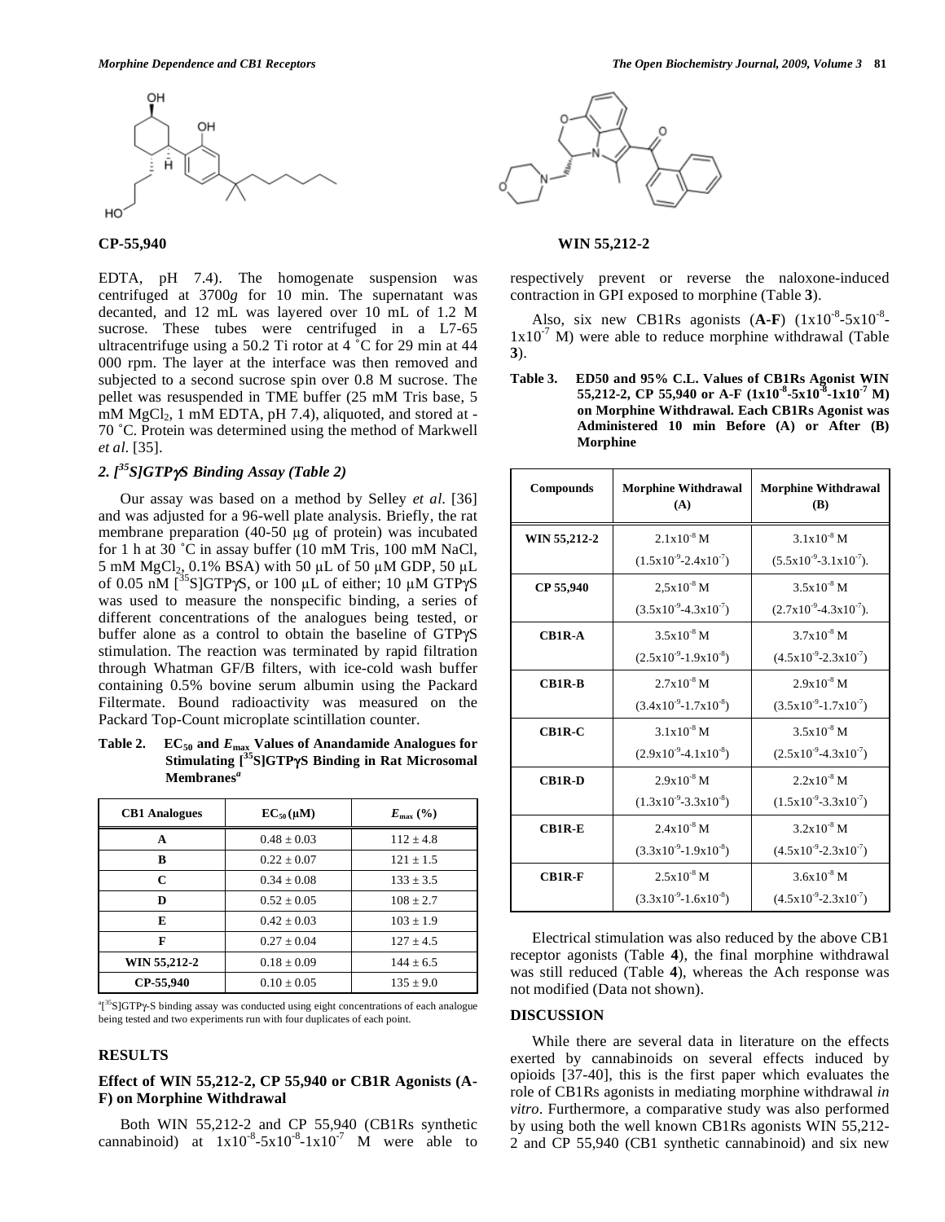CP-55,940

WIN 55,212-2

EDTA, pH 7.4). The homogenate suspension was centrifuged at 3700*g* for 10 min. The supernatant was decanted, and 12 mL was layered over 10 mL of 1.2 M sucrose. These tubes were centrifuged in a L7-65 ultracentrifuge using a 50.2 Ti rotor at 4 ˚C for 29 min at 44 000 rpm. The layer at the interface was then removed and subjected to a second sucrose spin over 0.8 M sucrose. The pellet was resuspended in TME buffer (25 mM Tris base, 5 mM $MgCl_2$, 1 mM EDTA, pH 7.4), aliquoted, and stored at -70 ˚C. Protein was determined using the method of Markwell *et al*. [35].

### 2. [$^{35}$S]GTPγS Binding Assay (Table 2)

Our assay was based on a method by Selley *et al*. [36] and was adjusted for a 96-well plate analysis. Briefly, the rat membrane preparation (40-50 μg of protein) was incubated for 1 h at 30 ˚C in assay buffer (10 mM Tris, 100 mM NaCl, 5 mM $MgCl_2$, 0.1% BSA) with 50 μL of 50 μM GDP, 50 μL of 0.05 nM [$^{35}$S]GTPγS, or 100 μL of either; 10 μM GTPγS was used to measure the nonspecific binding, a series of different concentrations of the analogues being tested, or buffer alone as a control to obtain the baseline of GTPγS stimulation. The reaction was terminated by rapid filtration through Whatman GF/B filters, with ice-cold wash buffer containing 0.5% bovine serum albumin using the Packard Filtermate. Bound radioactivity was measured on the Packard Top-Count microplate scintillation counter.

**Table 2. $EC_{50}$ and $E_{max}$ Values of Anandamide Analogues for Stimulating [$^{35}$S]GTPγS Binding in Rat Microsomal Membranes[a]**

| CB1 Analogues | $EC_{50}$ (μM) | $E_{max}$ (%) |
|---|---|---|
| A | 0.48 ± 0.03 | 112 ± 4.8 |
| B | 0.22 ± 0.07 | 121 ± 1.5 |
| C | 0.34 ± 0.08 | 133 ± 3.5 |
| D | 0.52 ± 0.05 | 108 ± 2.7 |
| E | 0.42 ± 0.03 | 103 ± 1.9 |
| F | 0.27 ± 0.04 | 127 ± 4.5 |
| WIN 55,212-2 | 0.18 ± 0.09 | 144 ± 6.5 |
| CP-55,940 | 0.10 ± 0.05 | 135 ± 9.0 |

[a][$^{35}$S]GTPγ-S binding assay was conducted using eight concentrations of each analogue being tested and two experiments run with four duplicates of each point.

## RESULTS

### Effect of WIN 55,212-2, CP 55,940 or CB1R Agonists (A-F) on Morphine Withdrawal

Both WIN 55,212-2 and CP 55,940 (CB1Rs synthetic cannabinoid) at $1x10^{-8}$-$5x10^{-8}$-$1x10^{-7}$ M were able to respectively prevent or reverse the naloxone-induced contraction in GPI exposed to morphine (Table **3**).

Also, six new CB1Rs agonists (**A-F**) ($1x10^{-8}$-$5x10^{-8}$-$1x10^{-7}$ M) were able to reduce morphine withdrawal (Table **3**).

**Table 3. ED50 and 95% C.L. Values of CB1Rs Agonist WIN 55,212-2, CP 55,940 or A-F ($1x10^{-8}$-$5x10^{-8}$-$1x10^{-7}$ M) on Morphine Withdrawal. Each CB1Rs Agonist was Administered 10 min Before (A) or After (B) Morphine**

| Compounds | Morphine Withdrawal (A) | Morphine Withdrawal (B) |
|---|---|---|
| WIN 55,212-2 | $2.1x10^{-8}$ M ($1.5x10^{-9}$-$2.4x10^{-7}$) | $3.1x10^{-8}$ M ($5.5x10^{-9}$-$3.1x10^{-7}$). |
| CP 55,940 | $2,5x10^{-8}$ M ($3.5x10^{-9}$-$4.3x10^{-7}$) | $3.5x10^{-8}$ M ($2.7x10^{-9}$-$4.3x10^{-7}$). |
| CB1R-A | $3.5x10^{-8}$ M ($2.5x10^{-9}$-$1.9x10^{-8}$) | $3.7x10^{-8}$ M ($4.5x10^{-9}$-$2.3x10^{-7}$) |
| CB1R-B | $2.7x10^{-8}$ M ($3.4x10^{-9}$-$1.7x10^{-8}$) | $2.9x10^{-8}$ M ($3.5x10^{-9}$-$1.7x10^{-7}$) |
| CB1R-C | $3.1x10^{-8}$ M ($2.9x10^{-9}$-$4.1x10^{-8}$) | $3.5x10^{-8}$ M ($2.5x10^{-9}$-$4.3x10^{-7}$) |
| CB1R-D | $2.9x10^{-8}$ M ($1.3x10^{-9}$-$3.3x10^{-8}$) | $2.2x10^{-8}$ M ($1.5x10^{-9}$-$3.3x10^{-7}$) |
| CB1R-E | $2.4x10^{-8}$ M ($3.3x10^{-9}$-$1.9x10^{-8}$) | $3.2x10^{-8}$ M ($4.5x10^{-9}$-$2.3x10^{-7}$) |
| CB1R-F | $2.5x10^{-8}$ M ($3.3x10^{-9}$-$1.6x10^{-8}$) | $3.6x10^{-8}$ M ($4.5x10^{-9}$-$2.3x10^{-7}$) |

Electrical stimulation was also reduced by the above CB1 receptor agonists (Table **4**), the final morphine withdrawal was still reduced (Table **4**), whereas the Ach response was not modified (Data not shown).

## DISCUSSION

While there are several data in literature on the effects exerted by cannabinoids on several effects induced by opioids [37-40], this is the first paper which evaluates the role of CB1Rs agonists in mediating morphine withdrawal *in vitro*. Furthermore, a comparative study was also performed by using both the well known CB1Rs agonists WIN 55,212-2 and CP 55,940 (CB1 synthetic cannabinoid) and six new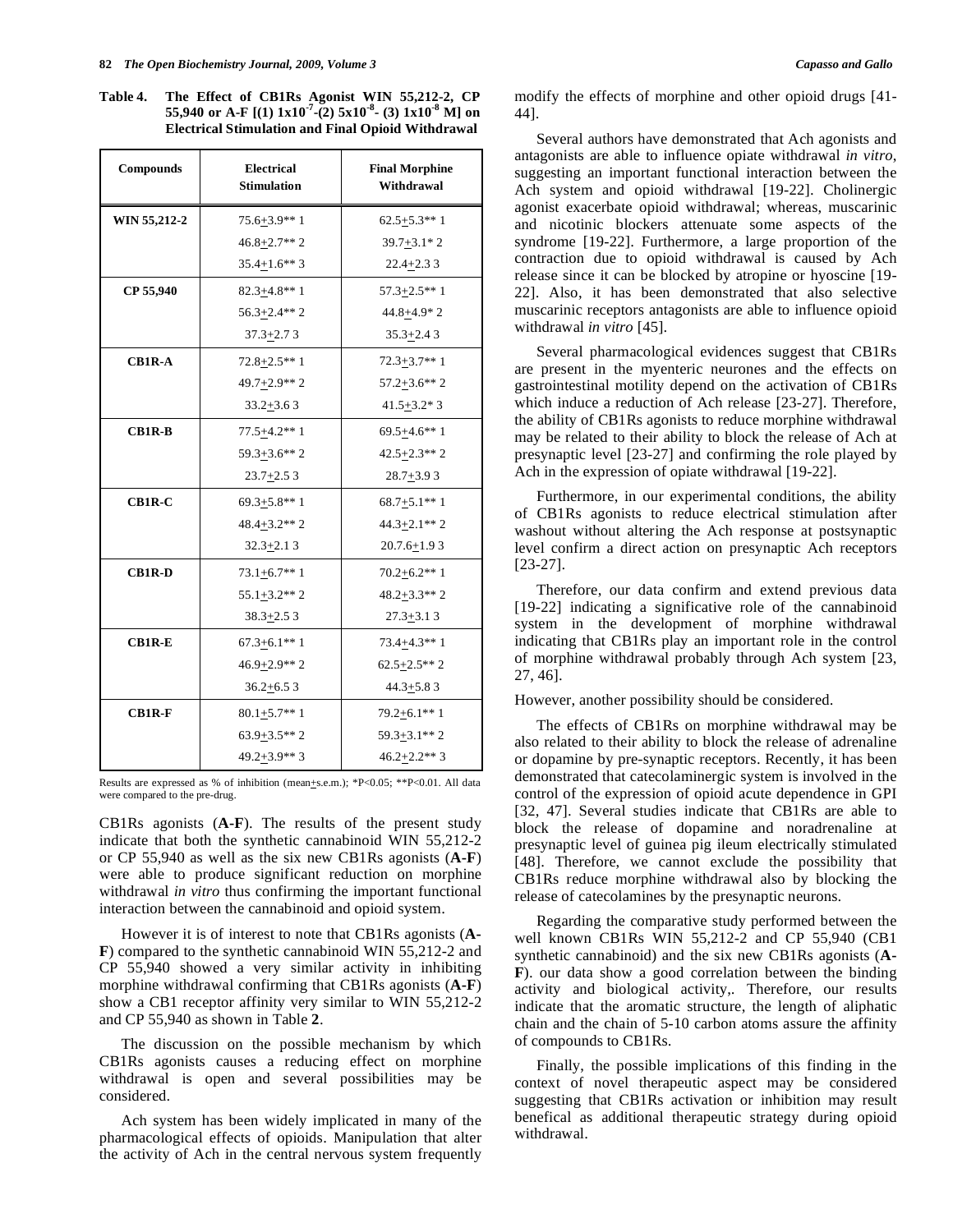**Table 4. The Effect of CB1Rs Agonist WIN 55,212-2, CP 55,940 or A-F [(1) $1x10^{-7}$-(2) $5x10^{-8}$- (3) $1x10^{-8}$ M] on Electrical Stimulation and Final Opioid Withdrawal**

| Compounds | Electrical Stimulation | Final Morphine Withdrawal |
|---|---|---|
| **WIN 55,212-2** | 75.6+3.9** 1 | 62.5+5.3** 1 |
| | 46.8+2.7** 2 | 39.7+3.1* 2 |
| | 35.4+1.6** 3 | 22.4+2.3 3 |
| **CP 55,940** | 82.3+4.8** 1 | 57.3+2.5** 1 |
| | 56.3+2.4** 2 | 44.8+4.9* 2 |
| | 37.3+2.7 3 | 35.3+2.4 3 |
| **CB1R-A** | 72.8+2.5** 1 | 72.3+3.7** 1 |
| | 49.7+2.9** 2 | 57.2+3.6** 2 |
| | 33.2+3.6 3 | 41.5+3.2* 3 |
| **CB1R-B** | 77.5+4.2** 1 | 69.5+4.6** 1 |
| | 59.3+3.6** 2 | 42.5+2.3** 2 |
| | 23.7+2.5 3 | 28.7+3.9 3 |
| **CB1R-C** | 69.3+5.8** 1 | 68.7+5.1** 1 |
| | 48.4+3.2** 2 | 44.3+2.1** 2 |
| | 32.3+2.1 3 | 20.7.6+1.9 3 |
| **CB1R-D** | 73.1+6.7** 1 | 70.2+6.2** 1 |
| | 55.1+3.2** 2 | 48.2+3.3** 2 |
| | 38.3+2.5 3 | 27.3+3.1 3 |
| **CB1R-E** | 67.3+6.1** 1 | 73.4+4.3** 1 |
| | 46.9+2.9** 2 | 62.5+2.5** 2 |
| | 36.2+6.5 3 | 44.3+5.8 3 |
| **CB1R-F** | 80.1+5.7** 1 | 79.2+6.1** 1 |
| | 63.9+3.5** 2 | 59.3+3.1** 2 |
| | 49.2+3.9** 3 | 46.2+2.2** 3 |

Results are expressed as % of inhibition (mean+s.e.m.); *P<0.05; **P<0.01. All data were compared to the pre-drug.

CB1Rs agonists (**A-F**). The results of the present study indicate that both the synthetic cannabinoid WIN 55,212-2 or CP 55,940 as well as the six new CB1Rs agonists (**A-F**) were able to produce significant reduction on morphine withdrawal *in vitro* thus confirming the important functional interaction between the cannabinoid and opioid system.

However it is of interest to note that CB1Rs agonists (**A-F**) compared to the synthetic cannabinoid WIN 55,212-2 and CP 55,940 showed a very similar activity in inhibiting morphine withdrawal confirming that CB1Rs agonists (**A-F**) show a CB1 receptor affinity very similar to WIN 55,212-2 and CP 55,940 as shown in Table **2**.

The discussion on the possible mechanism by which CB1Rs agonists causes a reducing effect on morphine withdrawal is open and several possibilities may be considered.

Ach system has been widely implicated in many of the pharmacological effects of opioids. Manipulation that alter the activity of Ach in the central nervous system frequently modify the effects of morphine and other opioid drugs [41-44].

Several authors have demonstrated that Ach agonists and antagonists are able to influence opiate withdrawal *in vitro*, suggesting an important functional interaction between the Ach system and opioid withdrawal [19-22]. Cholinergic agonist exacerbate opioid withdrawal; whereas, muscarinic and nicotinic blockers attenuate some aspects of the syndrome [19-22]. Furthermore, a large proportion of the contraction due to opioid withdrawal is caused by Ach release since it can be blocked by atropine or hyoscine [19-22]. Also, it has been demonstrated that also selective muscarinic receptors antagonists are able to influence opioid withdrawal *in vitro* [45].

Several pharmacological evidences suggest that CB1Rs are present in the myenteric neurones and the effects on gastrointestinal motility depend on the activation of CB1Rs which induce a reduction of Ach release [23-27]. Therefore, the ability of CB1Rs agonists to reduce morphine withdrawal may be related to their ability to block the release of Ach at presynaptic level [23-27] and confirming the role played by Ach in the expression of opiate withdrawal [19-22].

Furthermore, in our experimental conditions, the ability of CB1Rs agonists to reduce electrical stimulation after washout without altering the Ach response at postsynaptic level confirm a direct action on presynaptic Ach receptors [23-27].

Therefore, our data confirm and extend previous data [19-22] indicating a significative role of the cannabinoid system in the development of morphine withdrawal indicating that CB1Rs play an important role in the control of morphine withdrawal probably through Ach system [23, 27, 46].

However, another possibility should be considered.

The effects of CB1Rs on morphine withdrawal may be also related to their ability to block the release of adrenaline or dopamine by pre-synaptic receptors. Recently, it has been demonstrated that catecolaminergic system is involved in the control of the expression of opioid acute dependence in GPI [32, 47]. Several studies indicate that CB1Rs are able to block the release of dopamine and noradrenaline at presynaptic level of guinea pig ileum electrically stimulated [48]. Therefore, we cannot exclude the possibility that CB1Rs reduce morphine withdrawal also by blocking the release of catecolamines by the presynaptic neurons.

Regarding the comparative study performed between the well known CB1Rs WIN 55,212-2 and CP 55,940 (CB1 synthetic cannabinoid) and the six new CB1Rs agonists (**A-F**). our data show a good correlation between the binding activity and biological activity,. Therefore, our results indicate that the aromatic structure, the length of aliphatic chain and the chain of 5-10 carbon atoms assure the affinity of compounds to CB1Rs.

Finally, the possible implications of this finding in the context of novel therapeutic aspect may be considered suggesting that CB1Rs activation or inhibition may result benefical as additional therapeutic strategy during opioid withdrawal.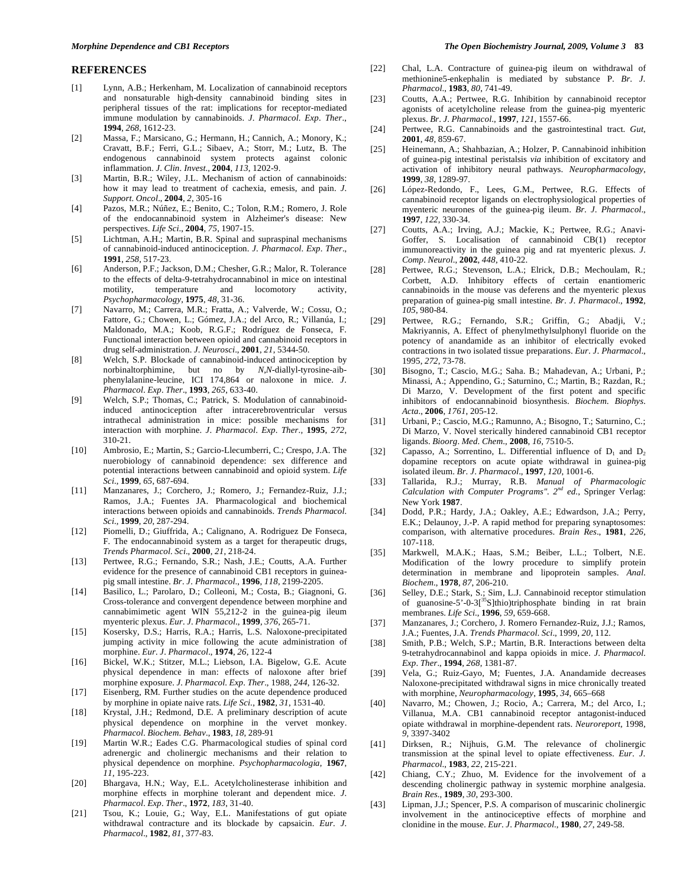## REFERENCES

[1] Lynn, A.B.; Herkenham, M. Localization of cannabinoid receptors and nonsaturable high-density cannabinoid binding sites in peripheral tissues of the rat: implications for receptor-mediated immune modulation by cannabinoids. *J. Pharmacol. Exp. Ther.*, **1994**, *268*, 1612-23.

[2] Massa, F.; Marsicano, G.; Hermann, H.; Cannich, A.; Monory, K.; Cravatt, B.F.; Ferri, G.L.; Sibaev, A.; Storr, M.; Lutz, B. The endogenous cannabinoid system protects against colonic inflammation. *J. Clin. Invest.*, **2004**, *113*, 1202-9.

[3] Martin, B.R.; Wiley, J.L. Mechanism of action of cannabinoids: how it may lead to treatment of cachexia, emesis, and pain. *J. Support. Oncol.*, **2004**, *2*, 305-16

[4] Pazos, M.R.; Núñez, E.; Benito, C.; Tolon, R.M.; Romero, J. Role of the endocannabinoid system in Alzheimer's disease: New perspectives. *Life Sci.*, **2004**, *75*, 1907-15.

[5] Lichtman, A.H.; Martin, B.R. Spinal and supraspinal mechanisms of cannabinoid-induced antinociception. *J. Pharmacol. Exp. Ther.*, **1991**, *258*, 517-23.

[6] Anderson, P.F.; Jackson, D.M.; Chesher, G.R.; Malor, R. Tolerance to the effects of delta-9-tetrahydrocannabinol in mice on intestinal motility, temperature and locomotory activity, *Psychopharmacology*, **1975**, *48*, 31-36.

[7] Navarro, M.; Carrera, M.R.; Fratta, A.; Valverde, W.; Cossu, O.; Fattore, G.; Chowen, L.; Gómez, J.A.; del Arco, R.; Villanúa, I.; Maldonado, M.A.; Koob, R.G.F.; Rodríguez de Fonseca, F. Functional interaction between opioid and cannabinoid receptors in drug self-administration. *J. Neurosci.*, **2001**, *21*, 5344-50.

[8] Welch, S.P. Blockade of cannabinoid-induced antinociception by norbinaltorphimine, but no by *N,N*-diallyl-tyrosine-aib-phenylalanine-leucine, ICI 174,864 or naloxone in mice. *J. Pharmacol. Exp. Ther.*, **1993**, *265*, 633-40.

[9] Welch, S.P.; Thomas, C.; Patrick, S. Modulation of cannabinoid-induced antinociception after intracerebroventricular versus intrathecal administration in mice: possible mechanisms for interaction with morphine. *J. Pharmacol. Exp. Ther.*, **1995**, *272*, 310-21.

[10] Ambrosio, E.; Martin, S.; Garcio-Llecumberri, C.; Crespo, J.A. The nuerobiology of cannabinoid dependence: sex difference and potential interactions between cannabinoid and opioid system. *Life Sci.*, **1999**, *65*, 687-694.

[11] Manzanares, J.; Corchero, J.; Romero, J.; Fernandez-Ruiz, J.J.; Ramos, J.A.; Fuentes JA. Pharmacological and biochemical interactions between opioids and cannabinoids. *Trends Pharmacol. Sci.*, **1999**, *20*, 287-294.

[12] Piomelli, D.; Giuffrida, A.; Calignano, A. Rodriguez De Fonseca, F. The endocannabinoid system as a target for therapeutic drugs, *Trends Pharmacol. Sci.*, **2000**, *21*, 218-24.

[13] Pertwee, R.G.; Fernando, S.R.; Nash, J.E.; Coutts, A.A. Further evidence for the presence of cannabinoid CB1 receptors in guinea-pig small intestine. *Br. J. Pharmacol.*, **1996**, *118*, 2199-2205.

[14] Basilico, L.; Parolaro, D.; Colleoni, M.; Costa, B.; Giagnoni, G. Cross-tolerance and convergent dependence between morphine and cannabimimetic agent WIN 55,212-2 in the guinea-pig ileum myenteric plexus. *Eur. J. Pharmacol.*, **1999**, *376*, 265-71.

[15] Kosersky, D.S.; Harris, R.A.; Harris, L.S. Naloxone-precipitated jumping activity in mice following the acute administration of morphine. *Eur. J. Pharmacol.*, **1974**, *26*, 122-4

[16] Bickel, W.K.; Stitzer, M.L.; Liebson, I.A. Bigelow, G.E. Acute physical dependence in man: effects of naloxone after brief morphine exposure. *J. Pharmacol. Exp. Ther.*, 1988, *244*, 126-32.

[17] Eisenberg, RM. Further studies on the acute dependence produced by morphine in opiate naive rats. *Life Sci.*, **1982**, *31*, 1531-40.

[18] Krystal, J.H.; Redmond, D.E. A preliminary description of acute physical dependence on morphine in the vervet monkey. *Pharmacol. Biochem. Behav.*, **1983**, *18*, 289-91

[19] Martin W.R.; Eades C.G. Pharmacological studies of spinal cord adrenergic and cholinergic mechanisms and their relation to physical dependence on morphine. *Psychopharmacologia*, **1967**, *11*, 195-223.

[20] Bhargava, H.N.; Way, E.L. Acetylcholinesterase inhibition and morphine effects in morphine tolerant and dependent mice. *J. Pharmacol. Exp. Ther.*, **1972**, *183*, 31-40.

[21] Tsou, K.; Louie, G.; Way, E.L. Manifestations of gut opiate withdrawal contracture and its blockade by capsaicin. *Eur. J. Pharmacol.*, **1982**, *81*, 377-83.

[22] Chal, L.A. Contracture of guinea-pig ileum on withdrawal of methionine5-enkephalin is mediated by substance P. *Br. J. Pharmacol.*, **1983**, *80*, 741-49.

[23] Coutts, A.A.; Pertwee, R.G. Inhibition by cannabinoid receptor agonists of acetylcholine release from the guinea-pig myenteric plexus. *Br. J. Pharmacol.*, **1997**, *121*, 1557-66.

[24] Pertwee, R.G. Cannabinoids and the gastrointestinal tract. *Gut*, **2001**, *48*, 859-67.

[25] Heinemann, A.; Shahbazian, A.; Holzer, P. Cannabinoid inhibition of guinea-pig intestinal peristalsis *via* inhibition of excitatory and activation of inhibitory neural pathways. *Neuropharmacology*, **1999**, *38*, 1289-97.

[26] López-Redondo, F., Lees, G.M., Pertwee, R.G. Effects of cannabinoid receptor ligands on electrophysiological properties of myenteric neurones of the guinea-pig ileum. *Br. J. Pharmacol.*, **1997**, *122*, 330-34.

[27] Coutts, A.A.; Irving, A.J.; Mackie, K.; Pertwee, R.G.; Anavi-Goffer, S. Localisation of cannabinoid CB(1) receptor immunoreactivity in the guinea pig and rat myenteric plexus. *J. Comp. Neurol.*, **2002**, *448*, 410-22.

[28] Pertwee, R.G.; Stevenson, L.A.; Elrick, D.B.; Mechoulam, R.; Corbett, A.D. Inhibitory effects of certain enantiomeric cannabinoids in the mouse vas deferens and the myenteric plexus preparation of guinea-pig small intestine. *Br. J. Pharmacol.*, **1992**, *105*, 980-84.

[29] Pertwee, R.G.; Fernando, S.R.; Griffin, G.; Abadji, V.; Makriyannis, A. Effect of phenylmethylsulphonyl fluoride on the potency of anandamide as an inhibitor of electrically evoked contractions in two isolated tissue preparations. *Eur. J. Pharmacol.*, 1995, *272*, 73-78.

[30] Bisogno, T.; Cascio, M.G.; Saha. B.; Mahadevan, A.; Urbani, P.; Minassi, A.; Appendino, G.; Saturnino, C.; Martin, B.; Razdan, R.; Di Marzo, V. Development of the first potent and specific inhibitors of endocannabinoid biosynthesis. *Biochem. Biophys. Acta.*, **2006**, *1761*, 205-12.

[31] Urbani, P.; Cascio, M.G.; Ramunno, A.; Bisogno, T.; Saturnino, C.; Di Marzo, V. Novel sterically hindered cannabinoid CB1 receptor ligands. *Bioorg. Med. Chem.*, **2008**, *16*, 7510-5.

[32] Capasso, A.; Sorrentino, L. Differential influence of $D_1$ and $D_2$ dopamine receptors on acute opiate withdrawal in guinea-pig isolated ileum. *Br. J. Pharmacol.*, **1997**, *120*, 1001-6.

[33] Tallarida, R.J.; Murray, R.B. *Manual of Pharmacologic Calculation with Computer Programs". 2$^{nd}$ ed.*, Springer Verlag: New York **1987**.

[34] Dodd, P.R.; Hardy, J.A.; Oakley, A.E.; Edwardson, J.A.; Perry, E.K.; Delaunoy, J.-P. A rapid method for preparing synaptosomes: comparison, with alternative procedures. *Brain Res.*, **1981**, *226*, 107-118.

[35] Markwell, M.A.K.; Haas, S.M.; Beiber, L.L.; Tolbert, N.E. Modification of the lowry procedure to simplify protein determination in membrane and lipoprotein samples. *Anal. Biochem.*, **1978**, *87*, 206-210.

[36] Selley, D.E.; Stark, S.; Sim, L.J. Cannabinoid receptor stimulation of guanosine-5'-0-3[$^{35}$S]thio)triphosphate binding in rat brain membranes. *Life Sci.*, **1996**, *59*, 659-668.

[37] Manzanares, J.; Corchero, J. Romero Fernandez-Ruiz, J.J.; Ramos, J.A.; Fuentes, J.A. *Trends Pharmacol. Sci*., 1999, *20*, 112.

[38] Smith, P.B.; Welch, S.P.; Martin, B.R. Interactions between delta 9-tetrahydrocannabinol and kappa opioids in mice. *J. Pharmacol. Exp. Ther.*, **1994**, *268*, 1381-87.

[39] Vela, G.; Ruiz-Gayo, M; Fuentes, J.A. Anandamide decreases Naloxone-precipitated withdrawal signs in mice chronically treated with morphine, *Neuropharmacology*, **1995**, *34*, 665–668

[40] Navarro, M.; Chowen, J.; Rocio, A.; Carrera, M.; del Arco, I.; Villanua, M.A. CB1 cannabinoid receptor antagonist-induced opiate withdrawal in morphine-dependent rats. *Neuroreport*, 1998, *9*, 3397-3402

[41] Dirksen, R.; Nijhuis, G.M. The relevance of cholinergic transmission at the spinal level to opiate effectiveness. *Eur. J. Pharmacol.*, **1983**, *22*, 215-221.

[42] Chiang, C.Y.; Zhuo, M. Evidence for the involvement of a descending cholinergic pathway in systemic morphine analgesia. *Brain Res.*, **1989**, *30*, 293-300.

[43] Lipman, J.J.; Spencer, P.S. A comparison of muscarinic cholinergic involvement in the antinociceptive effects of morphine and clonidine in the mouse. *Eur. J. Pharmacol.*, **1980**, *27*, 249-58.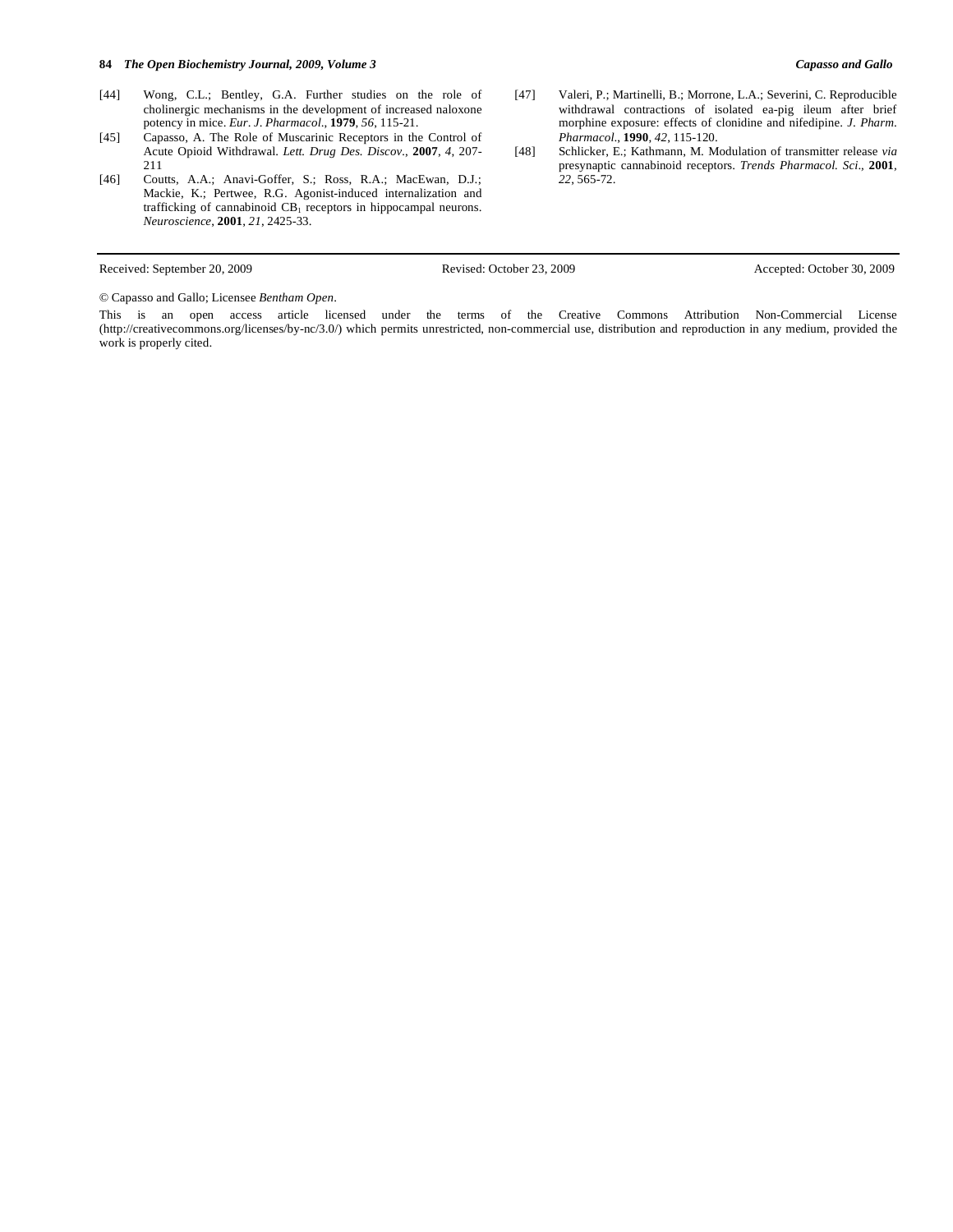[44] Wong, C.L.; Bentley, G.A. Further studies on the role of cholinergic mechanisms in the development of increased naloxone potency in mice. *Eur. J. Pharmacol.*, **1979**, *56*, 115-21.

[45] Capasso, A. The Role of Muscarinic Receptors in the Control of Acute Opioid Withdrawal. *Lett. Drug Des. Discov.*, **2007**, *4*, 207-211

[46] Coutts, A.A.; Anavi-Goffer, S.; Ross, R.A.; MacEwan, D.J.; Mackie, K.; Pertwee, R.G. Agonist-induced internalization and trafficking of cannabinoid $CB_1$ receptors in hippocampal neurons. *Neuroscience*, **2001**, *21*, 2425-33.

[47] Valeri, P.; Martinelli, B.; Morrone, L.A.; Severini, C. Reproducible withdrawal contractions of isolated ea-pig ileum after brief morphine exposure: effects of clonidine and nifedipine. *J. Pharm. Pharmacol.*, **1990**, *42*, 115-120.

[48] Schlicker, E.; Kathmann, M. Modulation of transmitter release *via* presynaptic cannabinoid receptors. *Trends Pharmacol. Sci.*, **2001**, *22*, 565-72.

Received: September 20, 2009 Revised: October 23, 2009 Accepted: October 30, 2009

© Capasso and Gallo; Licensee *Bentham Open*.

This is an open access article licensed under the terms of the Creative Commons Attribution Non-Commercial License (http://creativecommons.org/licenses/by-nc/3.0/) which permits unrestricted, non-commercial use, distribution and reproduction in any medium, provided the work is properly cited.